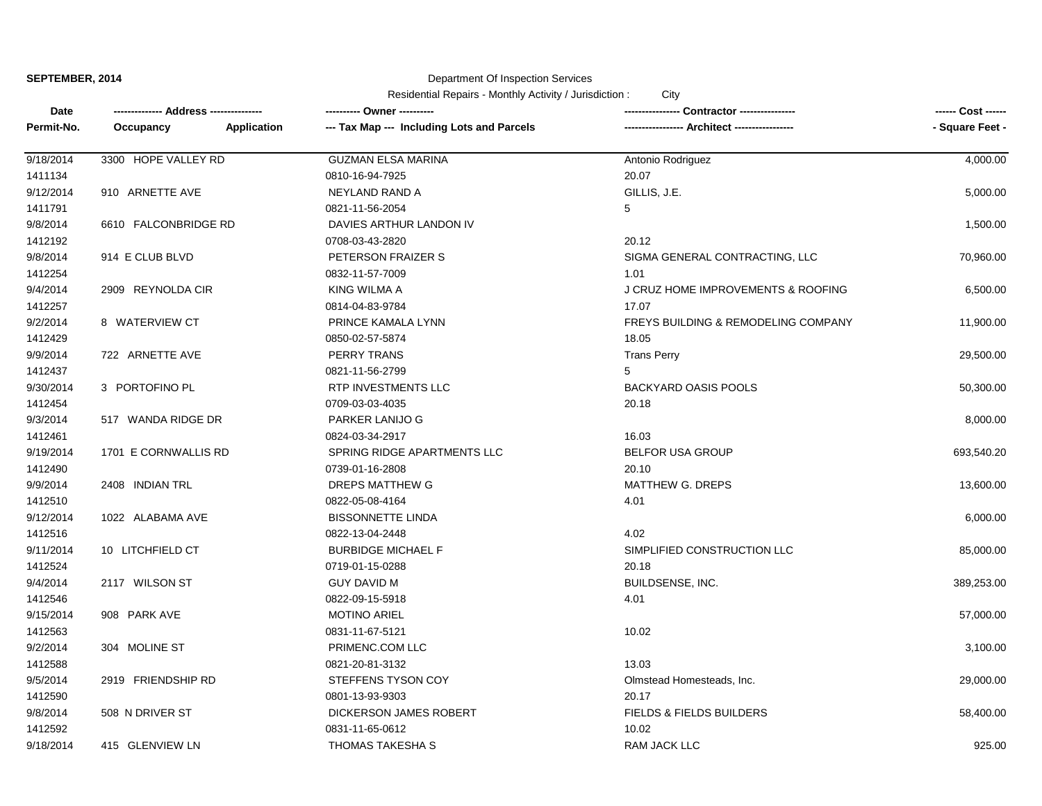**SEPTEMBER, 2014**

Department Of Inspection Services

Residential Repairs - Monthly Activity / Jurisdiction : City

| Date<br>Permit-No. | ------------- Address --------------<br>Occupancy Application | ---------- Owner ----------<br>--- Tax Map --- Including Lots and Parcels | --------------- Contractor ---------------<br>---------------- Architect ---------------- | ------ Cost ------<br>- Square Feet - |
|---|---|---|---|---|
| 9/18/2014<br>1411134 | 3300 HOPE VALLEY RD | GUZMAN ELSA MARINA<br>0810-16-94-7925 | Antonio Rodriguez<br>20.07 | 4,000.00 |
| 9/12/2014<br>1411791 | 910 ARNETTE AVE | NEYLAND RAND A<br>0821-11-56-2054 | GILLIS, J.E.<br>5 | 5,000.00 |
| 9/8/2014<br>1412192 | 6610 FALCONBRIDGE RD | DAVIES ARTHUR LANDON IV<br>0708-03-43-2820 | <br>20.12 | 1,500.00 |
| 9/8/2014<br>1412254 | 914 E CLUB BLVD | PETERSON FRAIZER S<br>0832-11-57-7009 | SIGMA GENERAL CONTRACTING, LLC<br>1.01 | 70,960.00 |
| 9/4/2014<br>1412257 | 2909 REYNOLDA CIR | KING WILMA A<br>0814-04-83-9784 | J CRUZ HOME IMPROVEMENTS & ROOFING<br>17.07 | 6,500.00 |
| 9/2/2014<br>1412429 | 8 WATERVIEW CT | PRINCE KAMALA LYNN<br>0850-02-57-5874 | FREYS BUILDING & REMODELING COMPANY<br>18.05 | 11,900.00 |
| 9/9/2014<br>1412437 | 722 ARNETTE AVE | PERRY TRANS<br>0821-11-56-2799 | Trans Perry<br>5 | 29,500.00 |
| 9/30/2014<br>1412454 | 3 PORTOFINO PL | RTP INVESTMENTS LLC<br>0709-03-03-4035 | BACKYARD OASIS POOLS<br>20.18 | 50,300.00 |
| 9/3/2014<br>1412461 | 517 WANDA RIDGE DR | PARKER LANIJO G<br>0824-03-34-2917 | <br>16.03 | 8,000.00 |
| 9/19/2014<br>1412490 | 1701 E CORNWALLIS RD | SPRING RIDGE APARTMENTS LLC<br>0739-01-16-2808 | BELFOR USA GROUP<br>20.10 | 693,540.20 |
| 9/9/2014<br>1412510 | 2408 INDIAN TRL | DREPS MATTHEW G<br>0822-05-08-4164 | MATTHEW G. DREPS<br>4.01 | 13,600.00 |
| 9/12/2014<br>1412516 | 1022 ALABAMA AVE | BISSONNETTE LINDA<br>0822-13-04-2448 | <br>4.02 | 6,000.00 |
| 9/11/2014<br>1412524 | 10 LITCHFIELD CT | BURBIDGE MICHAEL F<br>0719-01-15-0288 | SIMPLIFIED CONSTRUCTION LLC<br>20.18 | 85,000.00 |
| 9/4/2014<br>1412546 | 2117 WILSON ST | GUY DAVID M<br>0822-09-15-5918 | BUILDSENSE, INC.<br>4.01 | 389,253.00 |
| 9/15/2014<br>1412563 | 908 PARK AVE | MOTINO ARIEL<br>0831-11-67-5121 | <br>10.02 | 57,000.00 |
| 9/2/2014<br>1412588 | 304 MOLINE ST | PRIMENC.COM LLC<br>0821-20-81-3132 | <br>13.03 | 3,100.00 |
| 9/5/2014<br>1412590 | 2919 FRIENDSHIP RD | STEFFENS TYSON COY<br>0801-13-93-9303 | Olmstead Homesteads, Inc.<br>20.17 | 29,000.00 |
| 9/8/2014<br>1412592 | 508 N DRIVER ST | DICKERSON JAMES ROBERT<br>0831-11-65-0612 | FIELDS & FIELDS BUILDERS<br>10.02 | 58,400.00 |
| 9/18/2014 | 415 GLENVIEW LN | THOMAS TAKESHA S | RAM JACK LLC | 925.00 |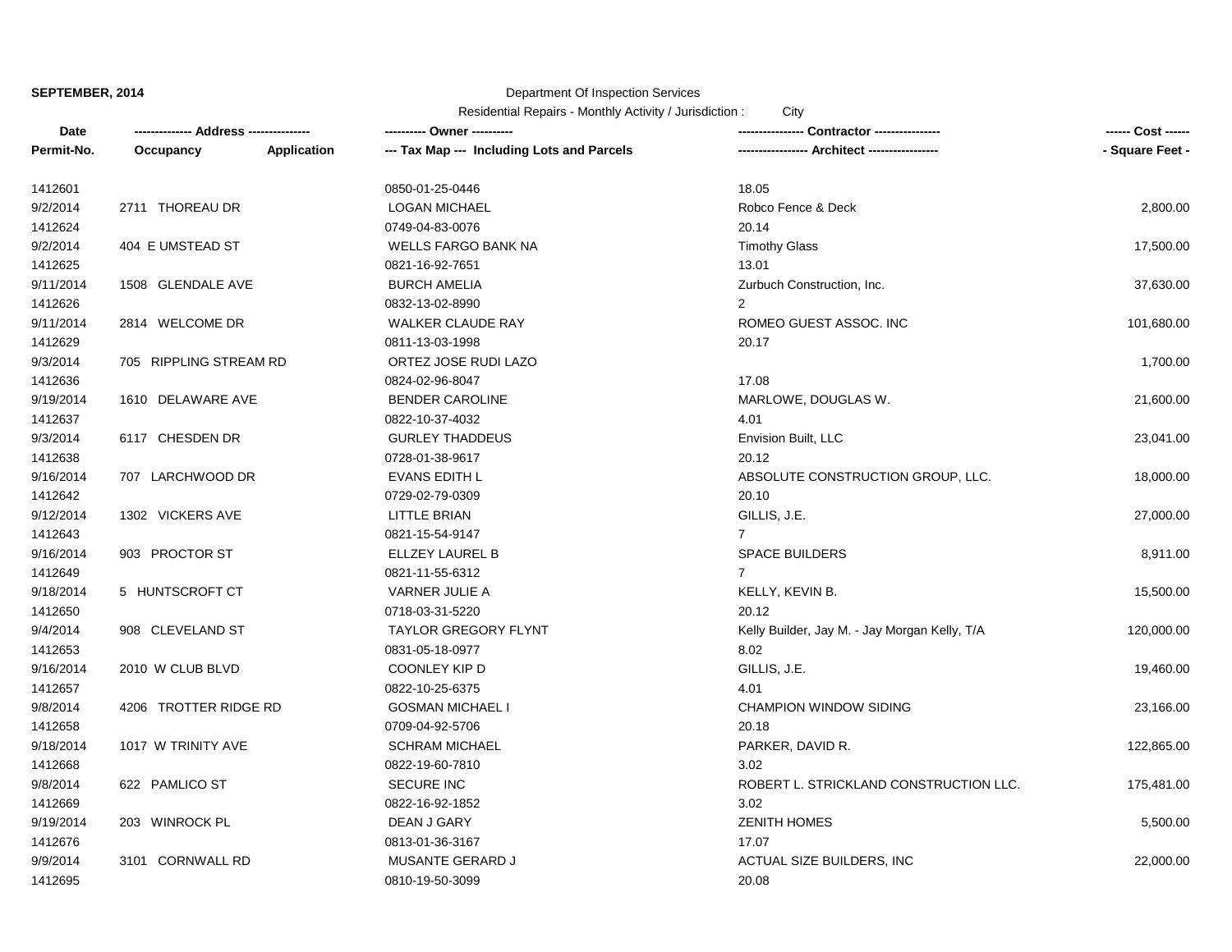**SEPTEMBER, 2014**

Department Of Inspection Services

Residential Repairs - Monthly Activity / Jurisdiction : City

| Date / Permit-No. | Address / Occupancy | Application | Owner / Tax Map | Contractor / Architect | Cost / Square Feet |
|---|---|---|---|---|---|
| 1412601 | | | 0850-01-25-0446 | 18.05 | |
| 9/2/2014 | 2711 THOREAU DR | | LOGAN MICHAEL | Robco Fence & Deck | 2,800.00 |
| 1412624 | | | 0749-04-83-0076 | 20.14 | |
| 9/2/2014 | 404 E UMSTEAD ST | | WELLS FARGO BANK NA | Timothy Glass | 17,500.00 |
| 1412625 | | | 0821-16-92-7651 | 13.01 | |
| 9/11/2014 | 1508 GLENDALE AVE | | BURCH AMELIA | Zurbuch Construction, Inc. | 37,630.00 |
| 1412626 | | | 0832-13-02-8990 | 2 | |
| 9/11/2014 | 2814 WELCOME DR | | WALKER CLAUDE RAY | ROMEO GUEST ASSOC. INC | 101,680.00 |
| 1412629 | | | 0811-13-03-1998 | 20.17 | |
| 9/3/2014 | 705 RIPPLING STREAM RD | | ORTEZ JOSE RUDI LAZO | | 1,700.00 |
| 1412636 | | | 0824-02-96-8047 | 17.08 | |
| 9/19/2014 | 1610 DELAWARE AVE | | BENDER CAROLINE | MARLOWE, DOUGLAS W. | 21,600.00 |
| 1412637 | | | 0822-10-37-4032 | 4.01 | |
| 9/3/2014 | 6117 CHESDEN DR | | GURLEY THADDEUS | Envision Built, LLC | 23,041.00 |
| 1412638 | | | 0728-01-38-9617 | 20.12 | |
| 9/16/2014 | 707 LARCHWOOD DR | | EVANS EDITH L | ABSOLUTE CONSTRUCTION GROUP, LLC. | 18,000.00 |
| 1412642 | | | 0729-02-79-0309 | 20.10 | |
| 9/12/2014 | 1302 VICKERS AVE | | LITTLE BRIAN | GILLIS, J.E. | 27,000.00 |
| 1412643 | | | 0821-15-54-9147 | 7 | |
| 9/16/2014 | 903 PROCTOR ST | | ELLZEY LAUREL B | SPACE BUILDERS | 8,911.00 |
| 1412649 | | | 0821-11-55-6312 | 7 | |
| 9/18/2014 | 5 HUNTSCROFT CT | | VARNER JULIE A | KELLY, KEVIN B. | 15,500.00 |
| 1412650 | | | 0718-03-31-5220 | 20.12 | |
| 9/4/2014 | 908 CLEVELAND ST | | TAYLOR GREGORY FLYNT | Kelly Builder, Jay M. - Jay Morgan Kelly, T/A | 120,000.00 |
| 1412653 | | | 0831-05-18-0977 | 8.02 | |
| 9/16/2014 | 2010 W CLUB BLVD | | COONLEY KIP D | GILLIS, J.E. | 19,460.00 |
| 1412657 | | | 0822-10-25-6375 | 4.01 | |
| 9/8/2014 | 4206 TROTTER RIDGE RD | | GOSMAN MICHAEL I | CHAMPION WINDOW SIDING | 23,166.00 |
| 1412658 | | | 0709-04-92-5706 | 20.18 | |
| 9/18/2014 | 1017 W TRINITY AVE | | SCHRAM MICHAEL | PARKER, DAVID R. | 122,865.00 |
| 1412668 | | | 0822-19-60-7810 | 3.02 | |
| 9/8/2014 | 622 PAMLICO ST | | SECURE INC | ROBERT L. STRICKLAND CONSTRUCTION LLC. | 175,481.00 |
| 1412669 | | | 0822-16-92-1852 | 3.02 | |
| 9/19/2014 | 203 WINROCK PL | | DEAN J GARY | ZENITH HOMES | 5,500.00 |
| 1412676 | | | 0813-01-36-3167 | 17.07 | |
| 9/9/2014 | 3101 CORNWALL RD | | MUSANTE GERARD J | ACTUAL SIZE BUILDERS, INC | 22,000.00 |
| 1412695 | | | 0810-19-50-3099 | 20.08 | |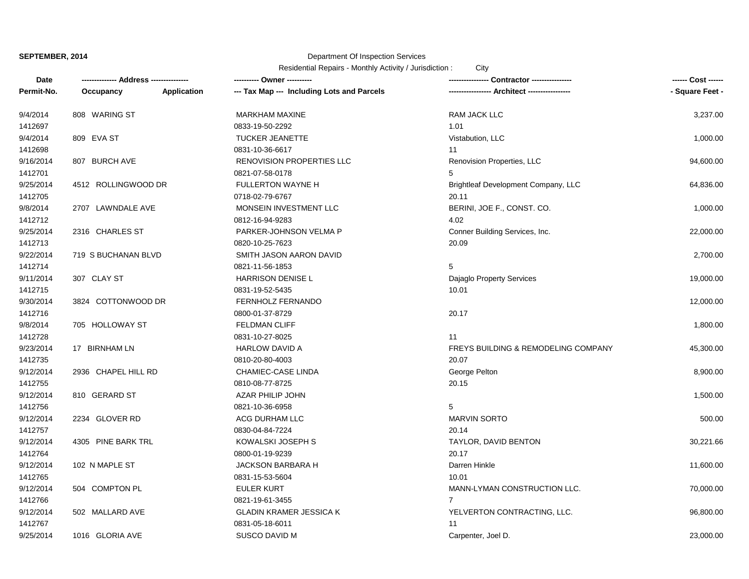**SEPTEMBER, 2014**

Department Of Inspection Services

Residential Repairs - Monthly Activity / Jurisdiction : City

| Date<br>Permit-No. | Address<br>Occupancy Application | Owner<br>Tax Map --- Including Lots and Parcels | Contractor<br>Architect | Cost<br>Square Feet |
|---|---|---|---|---|
| 9/4/2014<br>1412697 | 808 WARING ST | MARKHAM MAXINE<br>0833-19-50-2292 | RAM JACK LLC<br>1.01 | 3,237.00 |
| 9/4/2014<br>1412698 | 809 EVA ST | TUCKER JEANETTE<br>0831-10-36-6617 | Vistabution, LLC<br>11 | 1,000.00 |
| 9/16/2014<br>1412701 | 807 BURCH AVE | RENOVISION PROPERTIES LLC<br>0821-07-58-0178 | Renovision Properties, LLC<br>5 | 94,600.00 |
| 9/25/2014<br>1412705 | 4512 ROLLINGWOOD DR | FULLERTON WAYNE H<br>0718-02-79-6767 | Brightleaf Development Company, LLC<br>20.11 | 64,836.00 |
| 9/8/2014<br>1412712 | 2707 LAWNDALE AVE | MONSEIN INVESTMENT LLC<br>0812-16-94-9283 | BERINI, JOE F., CONST. CO.<br>4.02 | 1,000.00 |
| 9/25/2014<br>1412713 | 2316 CHARLES ST | PARKER-JOHNSON VELMA P<br>0820-10-25-7623 | Conner Building Services, Inc.<br>20.09 | 22,000.00 |
| 9/22/2014<br>1412714 | 719 S BUCHANAN BLVD | SMITH JASON AARON DAVID<br>0821-11-56-1853 | 5 | 2,700.00 |
| 9/11/2014<br>1412715 | 307 CLAY ST | HARRISON DENISE L<br>0831-19-52-5435 | Dajaglo Property Services<br>10.01 | 19,000.00 |
| 9/30/2014<br>1412716 | 3824 COTTONWOOD DR | FERNHOLZ FERNANDO<br>0800-01-37-8729 | 20.17 | 12,000.00 |
| 9/8/2014<br>1412728 | 705 HOLLOWAY ST | FELDMAN CLIFF<br>0831-10-27-8025 | 11 | 1,800.00 |
| 9/23/2014<br>1412735 | 17 BIRNHAM LN | HARLOW DAVID A<br>0810-20-80-4003 | FREYS BUILDING & REMODELING COMPANY<br>20.07 | 45,300.00 |
| 9/12/2014<br>1412755 | 2936 CHAPEL HILL RD | CHAMIEC-CASE LINDA<br>0810-08-77-8725 | George Pelton<br>20.15 | 8,900.00 |
| 9/12/2014<br>1412756 | 810 GERARD ST | AZAR PHILIP JOHN<br>0821-10-36-6958 | 5 | 1,500.00 |
| 9/12/2014<br>1412757 | 2234 GLOVER RD | ACG DURHAM LLC<br>0830-04-84-7224 | MARVIN SORTO<br>20.14 | 500.00 |
| 9/12/2014<br>1412764 | 4305 PINE BARK TRL | KOWALSKI JOSEPH S<br>0800-01-19-9239 | TAYLOR, DAVID BENTON<br>20.17 | 30,221.66 |
| 9/12/2014<br>1412765 | 102 N MAPLE ST | JACKSON BARBARA H<br>0831-15-53-5604 | Darren Hinkle<br>10.01 | 11,600.00 |
| 9/12/2014<br>1412766 | 504 COMPTON PL | EULER KURT<br>0821-19-61-3455 | MANN-LYMAN CONSTRUCTION LLC.<br>7 | 70,000.00 |
| 9/12/2014<br>1412767 | 502 MALLARD AVE | GLADIN KRAMER JESSICA K<br>0831-05-18-6011 | YELVERTON CONTRACTING, LLC.<br>11 | 96,800.00 |
| 9/25/2014 | 1016 GLORIA AVE | SUSCO DAVID M | Carpenter, Joel D. | 23,000.00 |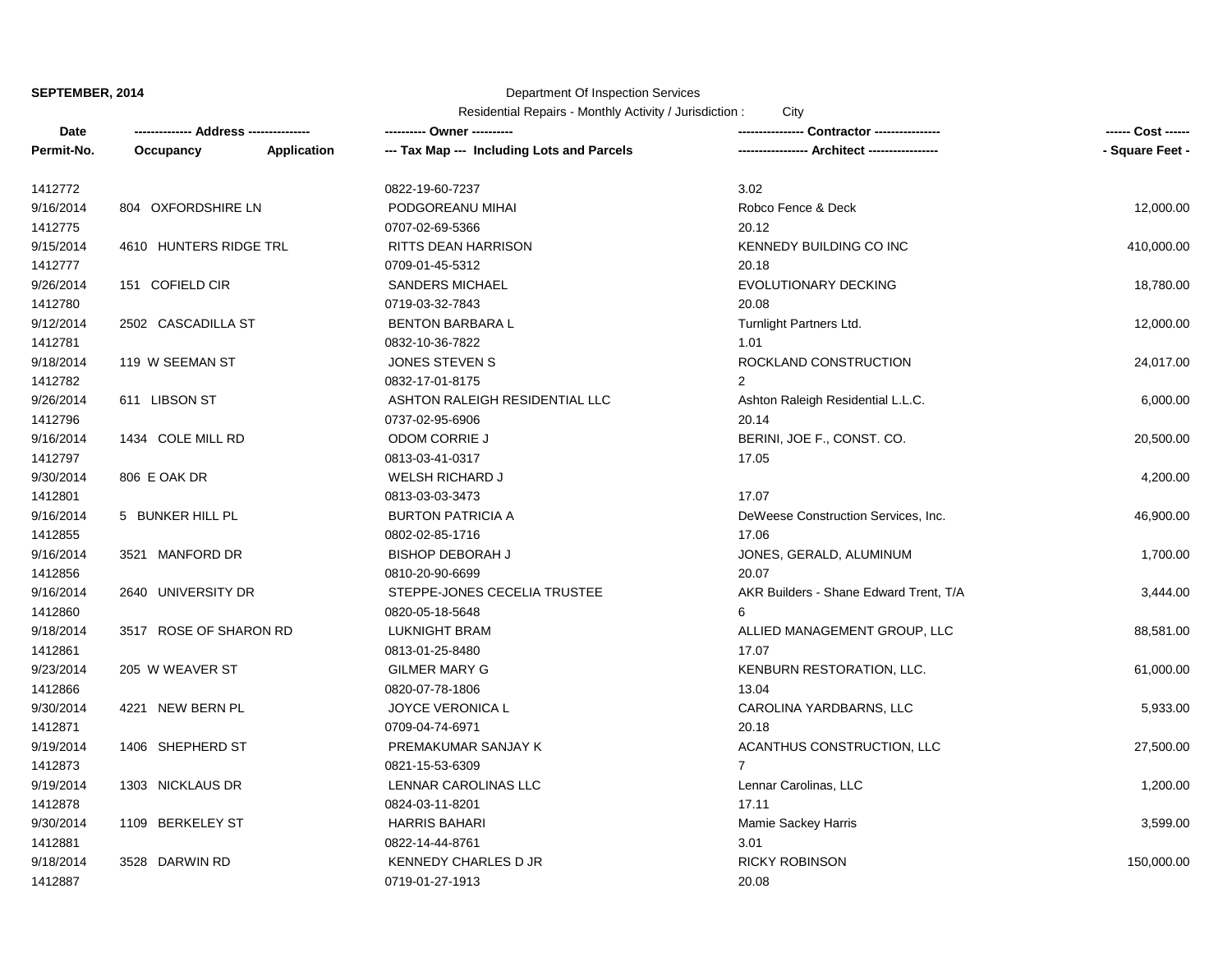**SEPTEMBER, 2014**

Department Of Inspection Services

Residential Repairs - Monthly Activity / Jurisdiction : City

| Date / Permit-No. | Address / Occupancy / Application | Owner / Tax Map / Including Lots and Parcels | Contractor / Architect | Cost / Square Feet |
|---|---|---|---|---|
| 1412772 | | 0822-19-60-7237 | 3.02 | |
| 9/16/2014 | 804 OXFORDSHIRE LN | PODGOREANU MIHAI | Robco Fence & Deck | 12,000.00 |
| 1412775 | | 0707-02-69-5366 | 20.12 | |
| 9/15/2014 | 4610 HUNTERS RIDGE TRL | RITTS DEAN HARRISON | KENNEDY BUILDING CO INC | 410,000.00 |
| 1412777 | | 0709-01-45-5312 | 20.18 | |
| 9/26/2014 | 151 COFIELD CIR | SANDERS MICHAEL | EVOLUTIONARY DECKING | 18,780.00 |
| 1412780 | | 0719-03-32-7843 | 20.08 | |
| 9/12/2014 | 2502 CASCADILLA ST | BENTON BARBARA L | Turnlight Partners Ltd. | 12,000.00 |
| 1412781 | | 0832-10-36-7822 | 1.01 | |
| 9/18/2014 | 119 W SEEMAN ST | JONES STEVEN S | ROCKLAND CONSTRUCTION | 24,017.00 |
| 1412782 | | 0832-17-01-8175 | 2 | |
| 9/26/2014 | 611 LIBSON ST | ASHTON RALEIGH RESIDENTIAL LLC | Ashton Raleigh Residential L.L.C. | 6,000.00 |
| 1412796 | | 0737-02-95-6906 | 20.14 | |
| 9/16/2014 | 1434 COLE MILL RD | ODOM CORRIE J | BERINI, JOE F., CONST. CO. | 20,500.00 |
| 1412797 | | 0813-03-41-0317 | 17.05 | |
| 9/30/2014 | 806 E OAK DR | WELSH RICHARD J | | 4,200.00 |
| 1412801 | | 0813-03-03-3473 | 17.07 | |
| 9/16/2014 | 5 BUNKER HILL PL | BURTON PATRICIA A | DeWeese Construction Services, Inc. | 46,900.00 |
| 1412855 | | 0802-02-85-1716 | 17.06 | |
| 9/16/2014 | 3521 MANFORD DR | BISHOP DEBORAH J | JONES, GERALD, ALUMINUM | 1,700.00 |
| 1412856 | | 0810-20-90-6699 | 20.07 | |
| 9/16/2014 | 2640 UNIVERSITY DR | STEPPE-JONES CECELIA TRUSTEE | AKR Builders - Shane Edward Trent, T/A | 3,444.00 |
| 1412860 | | 0820-05-18-5648 | 6 | |
| 9/18/2014 | 3517 ROSE OF SHARON RD | LUKNIGHT BRAM | ALLIED MANAGEMENT GROUP, LLC | 88,581.00 |
| 1412861 | | 0813-01-25-8480 | 17.07 | |
| 9/23/2014 | 205 W WEAVER ST | GILMER MARY G | KENBURN RESTORATION, LLC. | 61,000.00 |
| 1412866 | | 0820-07-78-1806 | 13.04 | |
| 9/30/2014 | 4221 NEW BERN PL | JOYCE VERONICA L | CAROLINA YARDBARNS, LLC | 5,933.00 |
| 1412871 | | 0709-04-74-6971 | 20.18 | |
| 9/19/2014 | 1406 SHEPHERD ST | PREMAKUMAR SANJAY K | ACANTHUS CONSTRUCTION, LLC | 27,500.00 |
| 1412873 | | 0821-15-53-6309 | 7 | |
| 9/19/2014 | 1303 NICKLAUS DR | LENNAR CAROLINAS LLC | Lennar Carolinas, LLC | 1,200.00 |
| 1412878 | | 0824-03-11-8201 | 17.11 | |
| 9/30/2014 | 1109 BERKELEY ST | HARRIS BAHARI | Mamie Sackey Harris | 3,599.00 |
| 1412881 | | 0822-14-44-8761 | 3.01 | |
| 9/18/2014 | 3528 DARWIN RD | KENNEDY CHARLES D JR | RICKY ROBINSON | 150,000.00 |
| 1412887 | | 0719-01-27-1913 | 20.08 | |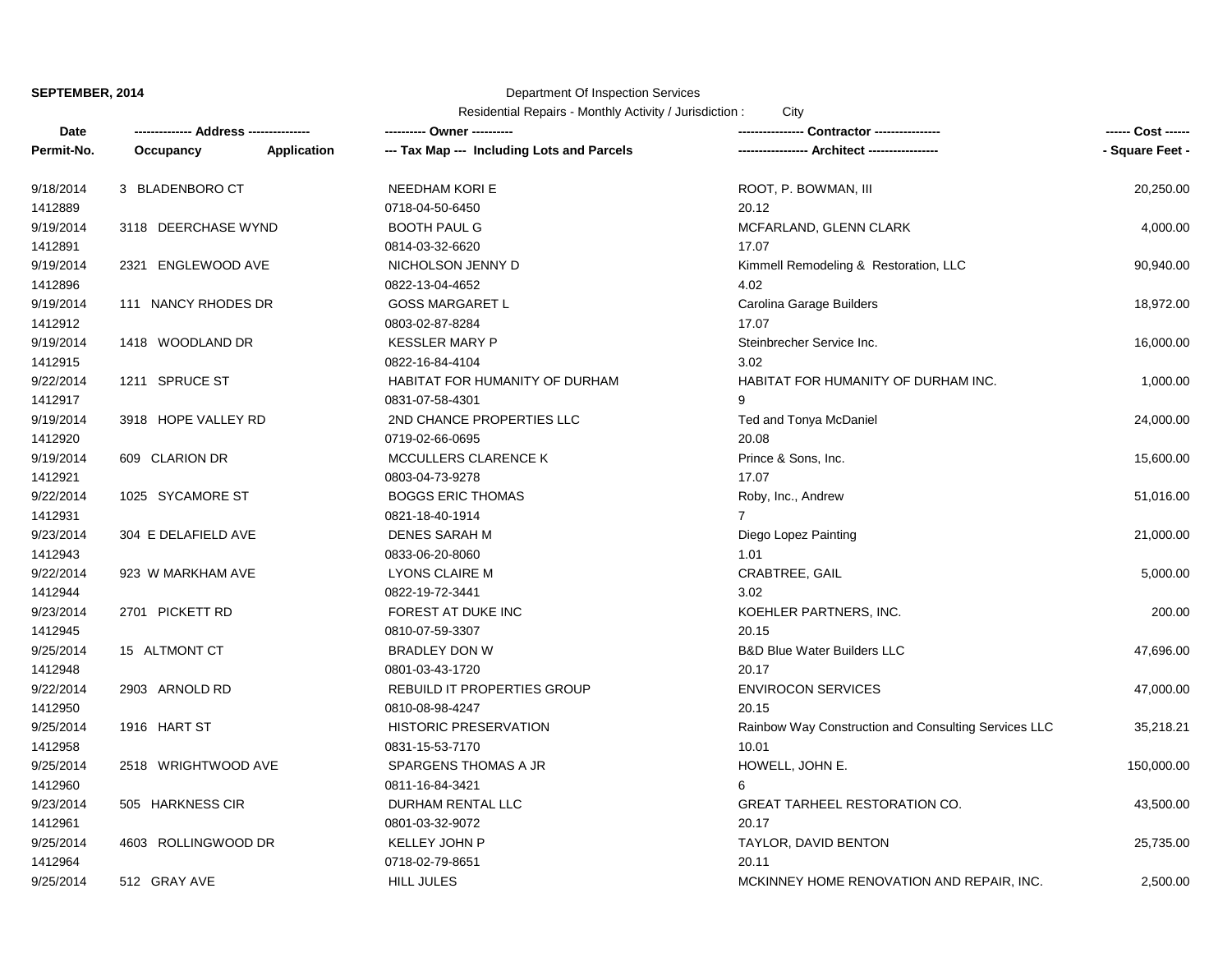**SEPTEMBER, 2014**

Department Of Inspection Services

Residential Repairs - Monthly Activity / Jurisdiction : City

| Date<br>Permit-No. | ------------- Address --------------<br>Occupancy Application | ---------- Owner ----------<br>--- Tax Map --- Including Lots and Parcels | --------------- Contractor ---------------<br>---------------- Architect ---------------- | ------ Cost ------<br>- Square Feet - |
|---|---|---|---|---|
| 9/18/2014<br>1412889 | 3 BLADENBORO CT | NEEDHAM KORI E<br>0718-04-50-6450 | ROOT, P. BOWMAN, III<br>20.12 | 20,250.00 |
| 9/19/2014<br>1412891 | 3118 DEERCHASE WYND | BOOTH PAUL G<br>0814-03-32-6620 | MCFARLAND, GLENN CLARK<br>17.07 | 4,000.00 |
| 9/19/2014<br>1412896 | 2321 ENGLEWOOD AVE | NICHOLSON JENNY D<br>0822-13-04-4652 | Kimmell Remodeling & Restoration, LLC<br>4.02 | 90,940.00 |
| 9/19/2014<br>1412912 | 111 NANCY RHODES DR | GOSS MARGARET L<br>0803-02-87-8284 | Carolina Garage Builders<br>17.07 | 18,972.00 |
| 9/19/2014<br>1412915 | 1418 WOODLAND DR | KESSLER MARY P<br>0822-16-84-4104 | Steinbrecher Service Inc.<br>3.02 | 16,000.00 |
| 9/22/2014<br>1412917 | 1211 SPRUCE ST | HABITAT FOR HUMANITY OF DURHAM<br>0831-07-58-4301 | HABITAT FOR HUMANITY OF DURHAM INC.<br>9 | 1,000.00 |
| 9/19/2014<br>1412920 | 3918 HOPE VALLEY RD | 2ND CHANCE PROPERTIES LLC<br>0719-02-66-0695 | Ted and Tonya McDaniel<br>20.08 | 24,000.00 |
| 9/19/2014<br>1412921 | 609 CLARION DR | MCCULLERS CLARENCE K<br>0803-04-73-9278 | Prince & Sons, Inc.<br>17.07 | 15,600.00 |
| 9/22/2014<br>1412931 | 1025 SYCAMORE ST | BOGGS ERIC THOMAS<br>0821-18-40-1914 | Roby, Inc., Andrew<br>7 | 51,016.00 |
| 9/23/2014<br>1412943 | 304 E DELAFIELD AVE | DENES SARAH M<br>0833-06-20-8060 | Diego Lopez Painting<br>1.01 | 21,000.00 |
| 9/22/2014<br>1412944 | 923 W MARKHAM AVE | LYONS CLAIRE M<br>0822-19-72-3441 | CRABTREE, GAIL<br>3.02 | 5,000.00 |
| 9/23/2014<br>1412945 | 2701 PICKETT RD | FOREST AT DUKE INC<br>0810-07-59-3307 | KOEHLER PARTNERS, INC.<br>20.15 | 200.00 |
| 9/25/2014<br>1412948 | 15 ALTMONT CT | BRADLEY DON W<br>0801-03-43-1720 | B&D Blue Water Builders LLC<br>20.17 | 47,696.00 |
| 9/22/2014<br>1412950 | 2903 ARNOLD RD | REBUILD IT PROPERTIES GROUP<br>0810-08-98-4247 | ENVIROCON SERVICES<br>20.15 | 47,000.00 |
| 9/25/2014<br>1412958 | 1916 HART ST | HISTORIC PRESERVATION<br>0831-15-53-7170 | Rainbow Way Construction and Consulting Services LLC<br>10.01 | 35,218.21 |
| 9/25/2014<br>1412960 | 2518 WRIGHTWOOD AVE | SPARGENS THOMAS A JR<br>0811-16-84-3421 | HOWELL, JOHN E.<br>6 | 150,000.00 |
| 9/23/2014<br>1412961 | 505 HARKNESS CIR | DURHAM RENTAL LLC<br>0801-03-32-9072 | GREAT TARHEEL RESTORATION CO.<br>20.17 | 43,500.00 |
| 9/25/2014<br>1412964 | 4603 ROLLINGWOOD DR | KELLEY JOHN P<br>0718-02-79-8651 | TAYLOR, DAVID BENTON<br>20.11 | 25,735.00 |
| 9/25/2014 | 512 GRAY AVE | HILL JULES | MCKINNEY HOME RENOVATION AND REPAIR, INC. | 2,500.00 |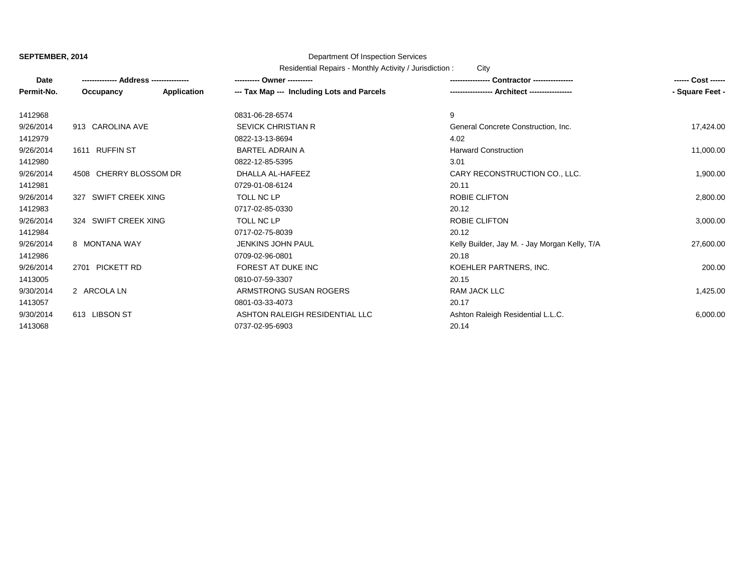**SEPTEMBER, 2014**

Department Of Inspection Services

Residential Repairs - Monthly Activity / Jurisdiction : City

| Date / Permit-No. | -------------- Address -------------- / Occupancy | Application | ---------- Owner ---------- / --- Tax Map --- Including Lots and Parcels | ---------------- Contractor ---------------- / ----------------- Architect ----------------- | ------ Cost ------ / - Square Feet - |
|---|---|---|---|---|---|
| 1412968 | | | 0831-06-28-6574 | 9 | |
| 9/26/2014 | 913 CAROLINA AVE | | SEVICK CHRISTIAN R | General Concrete Construction, Inc. | 17,424.00 |
| 1412979 | | | 0822-13-13-8694 | 4.02 | |
| 9/26/2014 | 1611 RUFFIN ST | | BARTEL ADRAIN A | Harward Construction | 11,000.00 |
| 1412980 | | | 0822-12-85-5395 | 3.01 | |
| 9/26/2014 | 4508 CHERRY BLOSSOM DR | | DHALLA AL-HAFEEZ | CARY RECONSTRUCTION CO., LLC. | 1,900.00 |
| 1412981 | | | 0729-01-08-6124 | 20.11 | |
| 9/26/2014 | 327 SWIFT CREEK XING | | TOLL NC LP | ROBIE CLIFTON | 2,800.00 |
| 1412983 | | | 0717-02-85-0330 | 20.12 | |
| 9/26/2014 | 324 SWIFT CREEK XING | | TOLL NC LP | ROBIE CLIFTON | 3,000.00 |
| 1412984 | | | 0717-02-75-8039 | 20.12 | |
| 9/26/2014 | 8 MONTANA WAY | | JENKINS JOHN PAUL | Kelly Builder, Jay M. - Jay Morgan Kelly, T/A | 27,600.00 |
| 1412986 | | | 0709-02-96-0801 | 20.18 | |
| 9/26/2014 | 2701 PICKETT RD | | FOREST AT DUKE INC | KOEHLER PARTNERS, INC. | 200.00 |
| 1413005 | | | 0810-07-59-3307 | 20.15 | |
| 9/30/2014 | 2 ARCOLA LN | | ARMSTRONG SUSAN ROGERS | RAM JACK LLC | 1,425.00 |
| 1413057 | | | 0801-03-33-4073 | 20.17 | |
| 9/30/2014 | 613 LIBSON ST | | ASHTON RALEIGH RESIDENTIAL LLC | Ashton Raleigh Residential L.L.C. | 6,000.00 |
| 1413068 | | | 0737-02-95-6903 | 20.14 | |